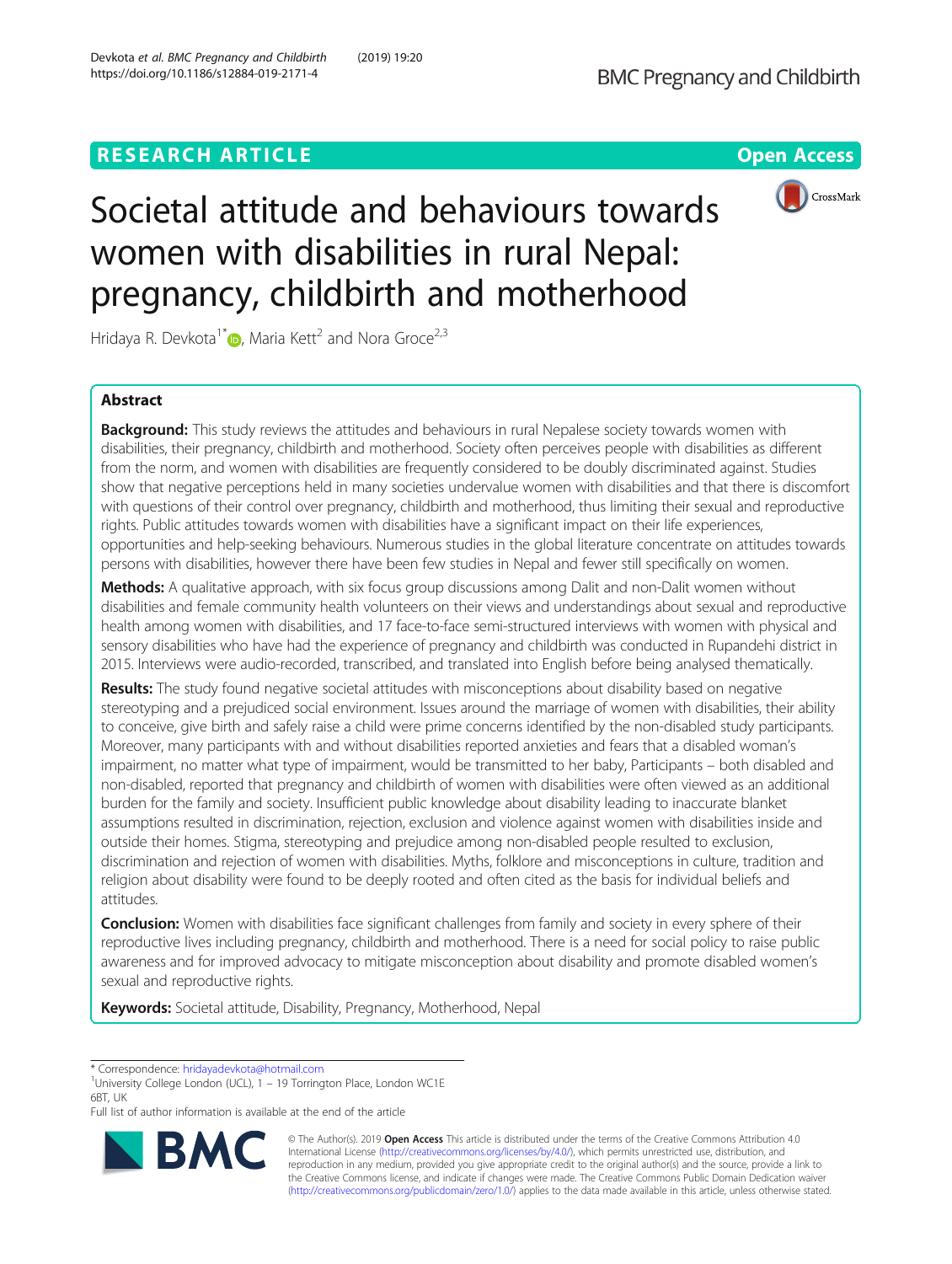RESEARCH ARTICLE

Open Access

# Societal attitude and behaviours towards women with disabilities in rural Nepal: pregnancy, childbirth and motherhood

Hridaya R. Devkota[1*], Maria Kett[2] and Nora Groce[2,3]

## Abstract

**Background:** This study reviews the attitudes and behaviours in rural Nepalese society towards women with disabilities, their pregnancy, childbirth and motherhood. Society often perceives people with disabilities as different from the norm, and women with disabilities are frequently considered to be doubly discriminated against. Studies show that negative perceptions held in many societies undervalue women with disabilities and that there is discomfort with questions of their control over pregnancy, childbirth and motherhood, thus limiting their sexual and reproductive rights. Public attitudes towards women with disabilities have a significant impact on their life experiences, opportunities and help-seeking behaviours. Numerous studies in the global literature concentrate on attitudes towards persons with disabilities, however there have been few studies in Nepal and fewer still specifically on women.

**Methods:** A qualitative approach, with six focus group discussions among Dalit and non-Dalit women without disabilities and female community health volunteers on their views and understandings about sexual and reproductive health among women with disabilities, and 17 face-to-face semi-structured interviews with women with physical and sensory disabilities who have had the experience of pregnancy and childbirth was conducted in Rupandehi district in 2015. Interviews were audio-recorded, transcribed, and translated into English before being analysed thematically.

**Results:** The study found negative societal attitudes with misconceptions about disability based on negative stereotyping and a prejudiced social environment. Issues around the marriage of women with disabilities, their ability to conceive, give birth and safely raise a child were prime concerns identified by the non-disabled study participants. Moreover, many participants with and without disabilities reported anxieties and fears that a disabled woman's impairment, no matter what type of impairment, would be transmitted to her baby, Participants – both disabled and non-disabled, reported that pregnancy and childbirth of women with disabilities were often viewed as an additional burden for the family and society. Insufficient public knowledge about disability leading to inaccurate blanket assumptions resulted in discrimination, rejection, exclusion and violence against women with disabilities inside and outside their homes. Stigma, stereotyping and prejudice among non-disabled people resulted to exclusion, discrimination and rejection of women with disabilities. Myths, folklore and misconceptions in culture, tradition and religion about disability were found to be deeply rooted and often cited as the basis for individual beliefs and attitudes.

**Conclusion:** Women with disabilities face significant challenges from family and society in every sphere of their reproductive lives including pregnancy, childbirth and motherhood. There is a need for social policy to raise public awareness and for improved advocacy to mitigate misconception about disability and promote disabled women's sexual and reproductive rights.

**Keywords:** Societal attitude, Disability, Pregnancy, Motherhood, Nepal

* Correspondence: hridayadevkota@hotmail.com

[1]University College London (UCL), 1 – 19 Torrington Place, London WC1E 6BT, UK

Full list of author information is available at the end of the article

© The Author(s). 2019 **Open Access** This article is distributed under the terms of the Creative Commons Attribution 4.0 International License (http://creativecommons.org/licenses/by/4.0/), which permits unrestricted use, distribution, and reproduction in any medium, provided you give appropriate credit to the original author(s) and the source, provide a link to the Creative Commons license, and indicate if changes were made. The Creative Commons Public Domain Dedication waiver (http://creativecommons.org/publicdomain/zero/1.0/) applies to the data made available in this article, unless otherwise stated.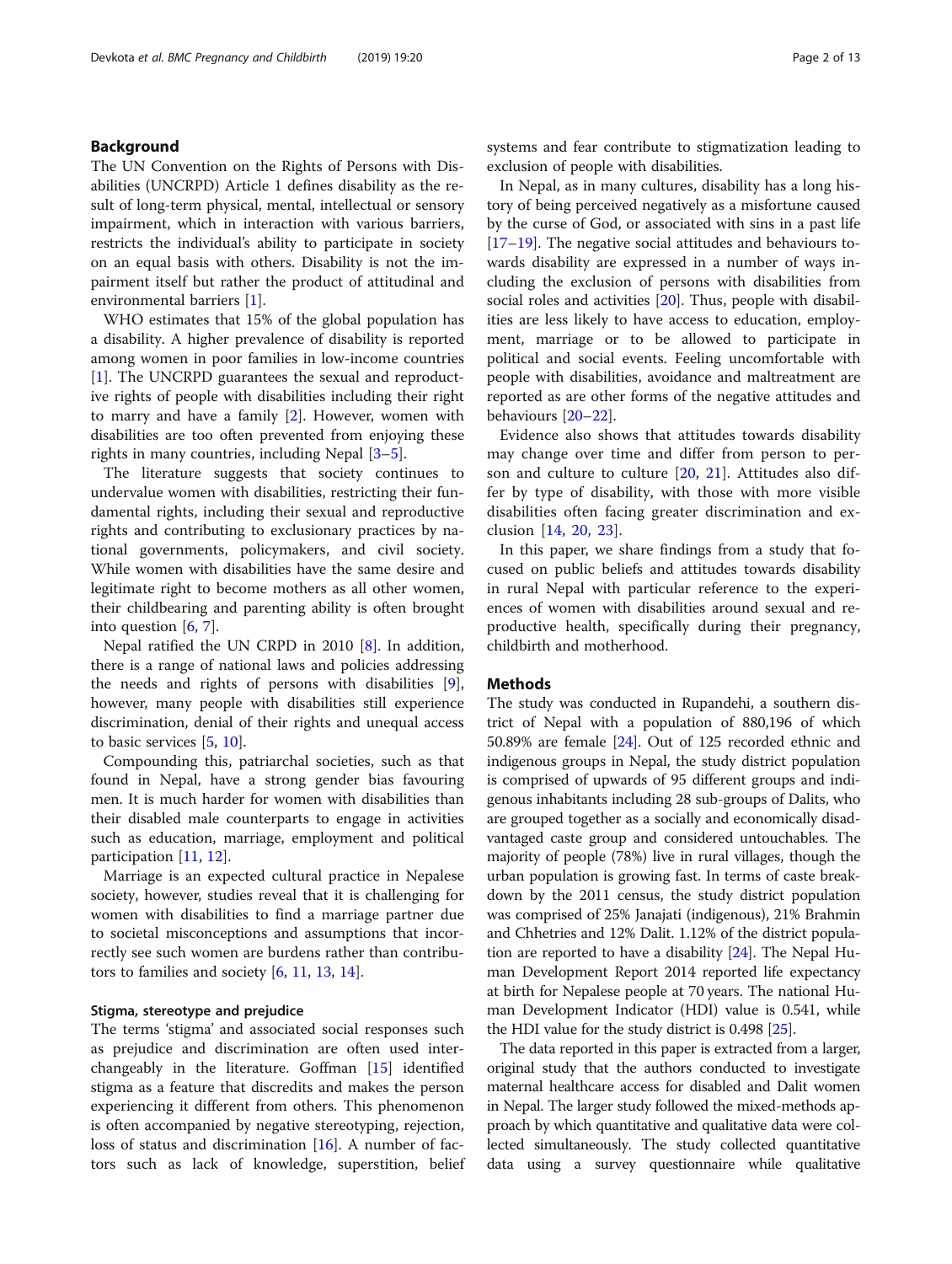## Background

The UN Convention on the Rights of Persons with Disabilities (UNCRPD) Article 1 defines disability as the result of long-term physical, mental, intellectual or sensory impairment, which in interaction with various barriers, restricts the individual's ability to participate in society on an equal basis with others. Disability is not the impairment itself but rather the product of attitudinal and environmental barriers [1].

WHO estimates that 15% of the global population has a disability. A higher prevalence of disability is reported among women in poor families in low-income countries [1]. The UNCRPD guarantees the sexual and reproductive rights of people with disabilities including their right to marry and have a family [2]. However, women with disabilities are too often prevented from enjoying these rights in many countries, including Nepal [3–5].

The literature suggests that society continues to undervalue women with disabilities, restricting their fundamental rights, including their sexual and reproductive rights and contributing to exclusionary practices by national governments, policymakers, and civil society. While women with disabilities have the same desire and legitimate right to become mothers as all other women, their childbearing and parenting ability is often brought into question [6, 7].

Nepal ratified the UN CRPD in 2010 [8]. In addition, there is a range of national laws and policies addressing the needs and rights of persons with disabilities [9], however, many people with disabilities still experience discrimination, denial of their rights and unequal access to basic services [5, 10].

Compounding this, patriarchal societies, such as that found in Nepal, have a strong gender bias favouring men. It is much harder for women with disabilities than their disabled male counterparts to engage in activities such as education, marriage, employment and political participation [11, 12].

Marriage is an expected cultural practice in Nepalese society, however, studies reveal that it is challenging for women with disabilities to find a marriage partner due to societal misconceptions and assumptions that incorrectly see such women are burdens rather than contributors to families and society [6, 11, 13, 14].

### Stigma, stereotype and prejudice

The terms 'stigma' and associated social responses such as prejudice and discrimination are often used interchangeably in the literature. Goffman [15] identified stigma as a feature that discredits and makes the person experiencing it different from others. This phenomenon is often accompanied by negative stereotyping, rejection, loss of status and discrimination [16]. A number of factors such as lack of knowledge, superstition, belief systems and fear contribute to stigmatization leading to exclusion of people with disabilities.

In Nepal, as in many cultures, disability has a long history of being perceived negatively as a misfortune caused by the curse of God, or associated with sins in a past life [17–19]. The negative social attitudes and behaviours towards disability are expressed in a number of ways including the exclusion of persons with disabilities from social roles and activities [20]. Thus, people with disabilities are less likely to have access to education, employment, marriage or to be allowed to participate in political and social events. Feeling uncomfortable with people with disabilities, avoidance and maltreatment are reported as are other forms of the negative attitudes and behaviours [20–22].

Evidence also shows that attitudes towards disability may change over time and differ from person to person and culture to culture [20, 21]. Attitudes also differ by type of disability, with those with more visible disabilities often facing greater discrimination and exclusion [14, 20, 23].

In this paper, we share findings from a study that focused on public beliefs and attitudes towards disability in rural Nepal with particular reference to the experiences of women with disabilities around sexual and reproductive health, specifically during their pregnancy, childbirth and motherhood.

## Methods

The study was conducted in Rupandehi, a southern district of Nepal with a population of 880,196 of which 50.89% are female [24]. Out of 125 recorded ethnic and indigenous groups in Nepal, the study district population is comprised of upwards of 95 different groups and indigenous inhabitants including 28 sub-groups of Dalits, who are grouped together as a socially and economically disadvantaged caste group and considered untouchables. The majority of people (78%) live in rural villages, though the urban population is growing fast. In terms of caste breakdown by the 2011 census, the study district population was comprised of 25% Janajati (indigenous), 21% Brahmin and Chhetries and 12% Dalit. 1.12% of the district population are reported to have a disability [24]. The Nepal Human Development Report 2014 reported life expectancy at birth for Nepalese people at 70 years. The national Human Development Indicator (HDI) value is 0.541, while the HDI value for the study district is 0.498 [25].

The data reported in this paper is extracted from a larger, original study that the authors conducted to investigate maternal healthcare access for disabled and Dalit women in Nepal. The larger study followed the mixed-methods approach by which quantitative and qualitative data were collected simultaneously. The study collected quantitative data using a survey questionnaire while qualitative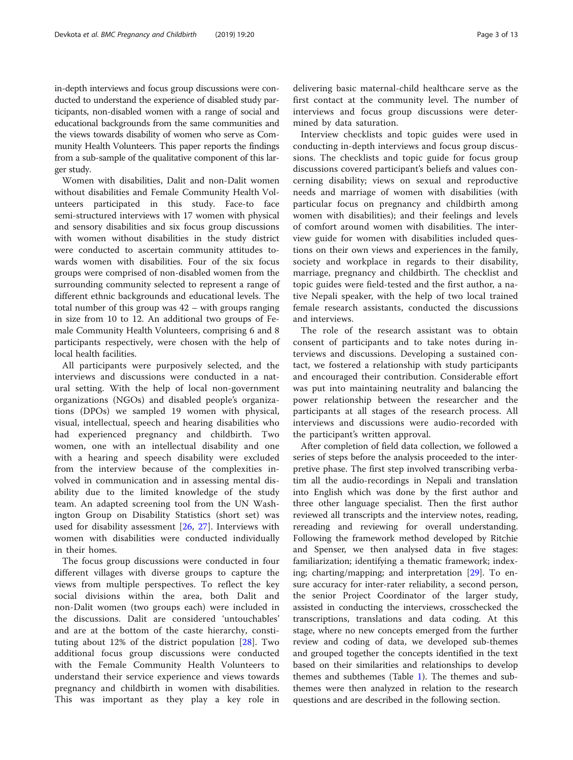in-depth interviews and focus group discussions were conducted to understand the experience of disabled study participants, non-disabled women with a range of social and educational backgrounds from the same communities and the views towards disability of women who serve as Community Health Volunteers. This paper reports the findings from a sub-sample of the qualitative component of this larger study.

Women with disabilities, Dalit and non-Dalit women without disabilities and Female Community Health Volunteers participated in this study. Face-to face semi-structured interviews with 17 women with physical and sensory disabilities and six focus group discussions with women without disabilities in the study district were conducted to ascertain community attitudes towards women with disabilities. Four of the six focus groups were comprised of non-disabled women from the surrounding community selected to represent a range of different ethnic backgrounds and educational levels. The total number of this group was 42 – with groups ranging in size from 10 to 12. An additional two groups of Female Community Health Volunteers, comprising 6 and 8 participants respectively, were chosen with the help of local health facilities.

All participants were purposively selected, and the interviews and discussions were conducted in a natural setting. With the help of local non-government organizations (NGOs) and disabled people's organizations (DPOs) we sampled 19 women with physical, visual, intellectual, speech and hearing disabilities who had experienced pregnancy and childbirth. Two women, one with an intellectual disability and one with a hearing and speech disability were excluded from the interview because of the complexities involved in communication and in assessing mental disability due to the limited knowledge of the study team. An adapted screening tool from the UN Washington Group on Disability Statistics (short set) was used for disability assessment [26, 27]. Interviews with women with disabilities were conducted individually in their homes.

The focus group discussions were conducted in four different villages with diverse groups to capture the views from multiple perspectives. To reflect the key social divisions within the area, both Dalit and non-Dalit women (two groups each) were included in the discussions. Dalit are considered 'untouchables' and are at the bottom of the caste hierarchy, constituting about 12% of the district population [28]. Two additional focus group discussions were conducted with the Female Community Health Volunteers to understand their service experience and views towards pregnancy and childbirth in women with disabilities. This was important as they play a key role in delivering basic maternal-child healthcare serve as the first contact at the community level. The number of interviews and focus group discussions were determined by data saturation.

Interview checklists and topic guides were used in conducting in-depth interviews and focus group discussions. The checklists and topic guide for focus group discussions covered participant's beliefs and values concerning disability; views on sexual and reproductive needs and marriage of women with disabilities (with particular focus on pregnancy and childbirth among women with disabilities); and their feelings and levels of comfort around women with disabilities. The interview guide for women with disabilities included questions on their own views and experiences in the family, society and workplace in regards to their disability, marriage, pregnancy and childbirth. The checklist and topic guides were field-tested and the first author, a native Nepali speaker, with the help of two local trained female research assistants, conducted the discussions and interviews.

The role of the research assistant was to obtain consent of participants and to take notes during interviews and discussions. Developing a sustained contact, we fostered a relationship with study participants and encouraged their contribution. Considerable effort was put into maintaining neutrality and balancing the power relationship between the researcher and the participants at all stages of the research process. All interviews and discussions were audio-recorded with the participant's written approval.

After completion of field data collection, we followed a series of steps before the analysis proceeded to the interpretive phase. The first step involved transcribing verbatim all the audio-recordings in Nepali and translation into English which was done by the first author and three other language specialist. Then the first author reviewed all transcripts and the interview notes, reading, rereading and reviewing for overall understanding. Following the framework method developed by Ritchie and Spenser, we then analysed data in five stages: familiarization; identifying a thematic framework; indexing; charting/mapping; and interpretation [29]. To ensure accuracy for inter-rater reliability, a second person, the senior Project Coordinator of the larger study, assisted in conducting the interviews, crosschecked the transcriptions, translations and data coding. At this stage, where no new concepts emerged from the further review and coding of data, we developed sub-themes and grouped together the concepts identified in the text based on their similarities and relationships to develop themes and subthemes (Table 1). The themes and subthemes were then analyzed in relation to the research questions and are described in the following section.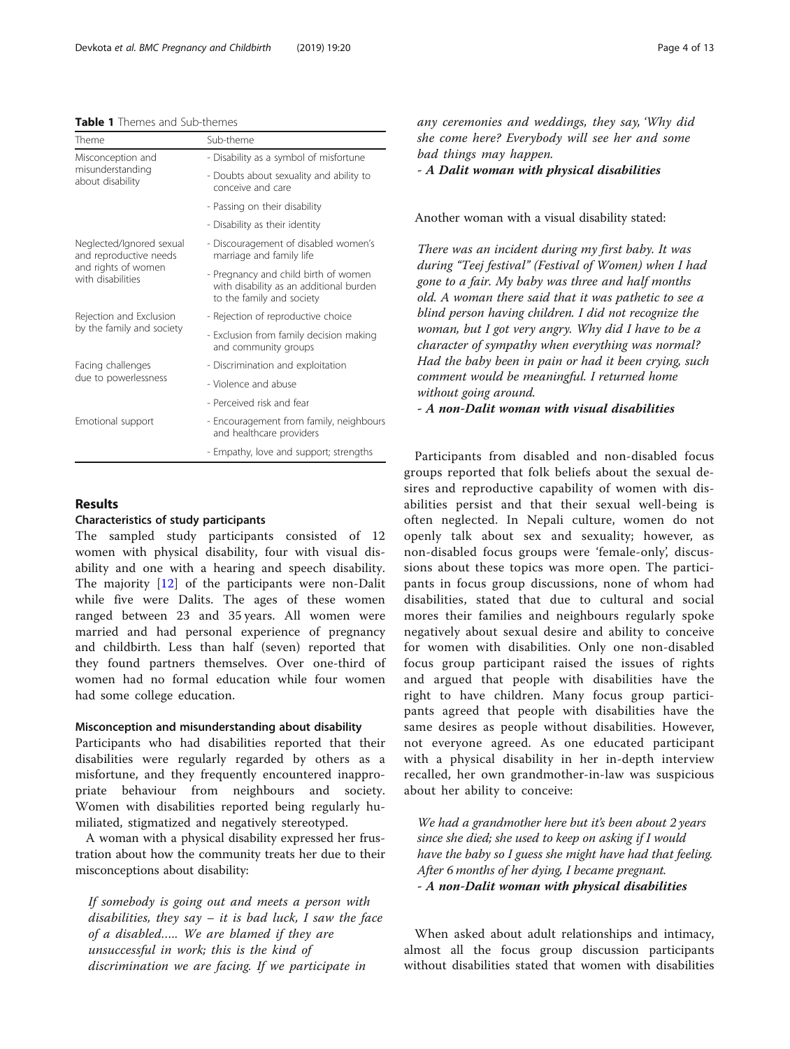**Table 1** Themes and Sub-themes

| Theme | Sub-theme |
| --- | --- |
| Misconception and misunderstanding about disability | - Disability as a symbol of misfortune |
| | - Doubts about sexuality and ability to conceive and care |
| | - Passing on their disability |
| | - Disability as their identity |
| Neglected/Ignored sexual and reproductive needs and rights of women with disabilities | - Discouragement of disabled women's marriage and family life |
| | - Pregnancy and child birth of women with disability as an additional burden to the family and society |
| Rejection and Exclusion by the family and society | - Rejection of reproductive choice |
| | - Exclusion from family decision making and community groups |
| Facing challenges due to powerlessness | - Discrimination and exploitation |
| | - Violence and abuse |
| | - Perceived risk and fear |
| Emotional support | - Encouragement from family, neighbours and healthcare providers |
| | - Empathy, love and support; strengths |

## Results

### Characteristics of study participants

The sampled study participants consisted of 12 women with physical disability, four with visual disability and one with a hearing and speech disability. The majority [12] of the participants were non-Dalit while five were Dalits. The ages of these women ranged between 23 and 35 years. All women were married and had personal experience of pregnancy and childbirth. Less than half (seven) reported that they found partners themselves. Over one-third of women had no formal education while four women had some college education.

### Misconception and misunderstanding about disability

Participants who had disabilities reported that their disabilities were regularly regarded by others as a misfortune, and they frequently encountered inappropriate behaviour from neighbours and society. Women with disabilities reported being regularly humiliated, stigmatized and negatively stereotyped.

A woman with a physical disability expressed her frustration about how the community treats her due to their misconceptions about disability:

> *If somebody is going out and meets a person with disabilities, they say – it is bad luck, I saw the face of a disabled….. We are blamed if they are unsuccessful in work; this is the kind of discrimination we are facing. If we participate in any ceremonies and weddings, they say, 'Why did she come here? Everybody will see her and some bad things may happen.*
>
> ***- A Dalit woman with physical disabilities***

Another woman with a visual disability stated:

> *There was an incident during my first baby. It was during "Teej festival" (Festival of Women) when I had gone to a fair. My baby was three and half months old. A woman there said that it was pathetic to see a blind person having children. I did not recognize the woman, but I got very angry. Why did I have to be a character of sympathy when everything was normal? Had the baby been in pain or had it been crying, such comment would be meaningful. I returned home without going around.*
>
> ***- A non-Dalit woman with visual disabilities***

Participants from disabled and non-disabled focus groups reported that folk beliefs about the sexual desires and reproductive capability of women with disabilities persist and that their sexual well-being is often neglected. In Nepali culture, women do not openly talk about sex and sexuality; however, as non-disabled focus groups were 'female-only', discussions about these topics was more open. The participants in focus group discussions, none of whom had disabilities, stated that due to cultural and social mores their families and neighbours regularly spoke negatively about sexual desire and ability to conceive for women with disabilities. Only one non-disabled focus group participant raised the issues of rights and argued that people with disabilities have the right to have children. Many focus group participants agreed that people with disabilities have the same desires as people without disabilities. However, not everyone agreed. As one educated participant with a physical disability in her in-depth interview recalled, her own grandmother-in-law was suspicious about her ability to conceive:

> *We had a grandmother here but it's been about 2 years since she died; she used to keep on asking if I would have the baby so I guess she might have had that feeling. After 6 months of her dying, I became pregnant.*
>
> ***- A non-Dalit woman with physical disabilities***

When asked about adult relationships and intimacy, almost all the focus group discussion participants without disabilities stated that women with disabilities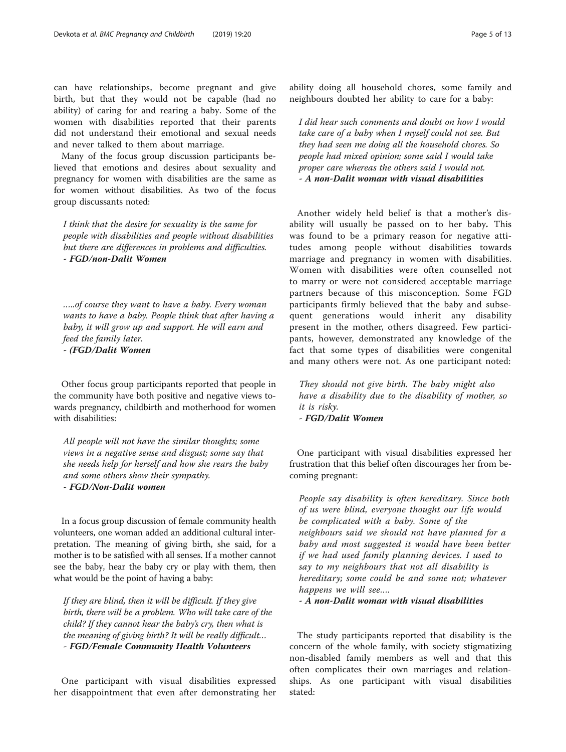can have relationships, become pregnant and give birth, but that they would not be capable (had no ability) of caring for and rearing a baby. Some of the women with disabilities reported that their parents did not understand their emotional and sexual needs and never talked to them about marriage.

Many of the focus group discussion participants believed that emotions and desires about sexuality and pregnancy for women with disabilities are the same as for women without disabilities. As two of the focus group discussants noted:

> *I think that the desire for sexuality is the same for people with disabilities and people without disabilities but there are differences in problems and difficulties.*
> ***- FGD/non-Dalit Women***

> *…..of course they want to have a baby. Every woman wants to have a baby. People think that after having a baby, it will grow up and support. He will earn and feed the family later.*
> ***- (FGD/Dalit Women***

Other focus group participants reported that people in the community have both positive and negative views towards pregnancy, childbirth and motherhood for women with disabilities:

> *All people will not have the similar thoughts; some views in a negative sense and disgust; some say that she needs help for herself and how she rears the baby and some others show their sympathy.*
> ***- FGD/Non-Dalit women***

In a focus group discussion of female community health volunteers, one woman added an additional cultural interpretation. The meaning of giving birth, she said, for a mother is to be satisfied with all senses. If a mother cannot see the baby, hear the baby cry or play with them, then what would be the point of having a baby:

> *If they are blind, then it will be difficult. If they give birth, there will be a problem. Who will take care of the child? If they cannot hear the baby's cry, then what is the meaning of giving birth? It will be really difficult…*
> ***- FGD/Female Community Health Volunteers***

One participant with visual disabilities expressed her disappointment that even after demonstrating her ability doing all household chores, some family and neighbours doubted her ability to care for a baby:

> *I did hear such comments and doubt on how I would take care of a baby when I myself could not see. But they had seen me doing all the household chores. So people had mixed opinion; some said I would take proper care whereas the others said I would not.*
> ***- A non-Dalit woman with visual disabilities***

Another widely held belief is that a mother's disability will usually be passed on to her baby**.** This was found to be a primary reason for negative attitudes among people without disabilities towards marriage and pregnancy in women with disabilities. Women with disabilities were often counselled not to marry or were not considered acceptable marriage partners because of this misconception. Some FGD participants firmly believed that the baby and subsequent generations would inherit any disability present in the mother, others disagreed. Few participants, however, demonstrated any knowledge of the fact that some types of disabilities were congenital and many others were not. As one participant noted:

> *They should not give birth. The baby might also have a disability due to the disability of mother, so it is risky.*
> ***- FGD/Dalit Women***

One participant with visual disabilities expressed her frustration that this belief often discourages her from becoming pregnant:

> *People say disability is often hereditary. Since both of us were blind, everyone thought our life would be complicated with a baby. Some of the neighbours said we should not have planned for a baby and most suggested it would have been better if we had used family planning devices. I used to say to my neighbours that not all disability is hereditary; some could be and some not; whatever happens we will see….*
> ***- A non-Dalit woman with visual disabilities***

The study participants reported that disability is the concern of the whole family, with society stigmatizing non-disabled family members as well and that this often complicates their own marriages and relationships. As one participant with visual disabilities stated: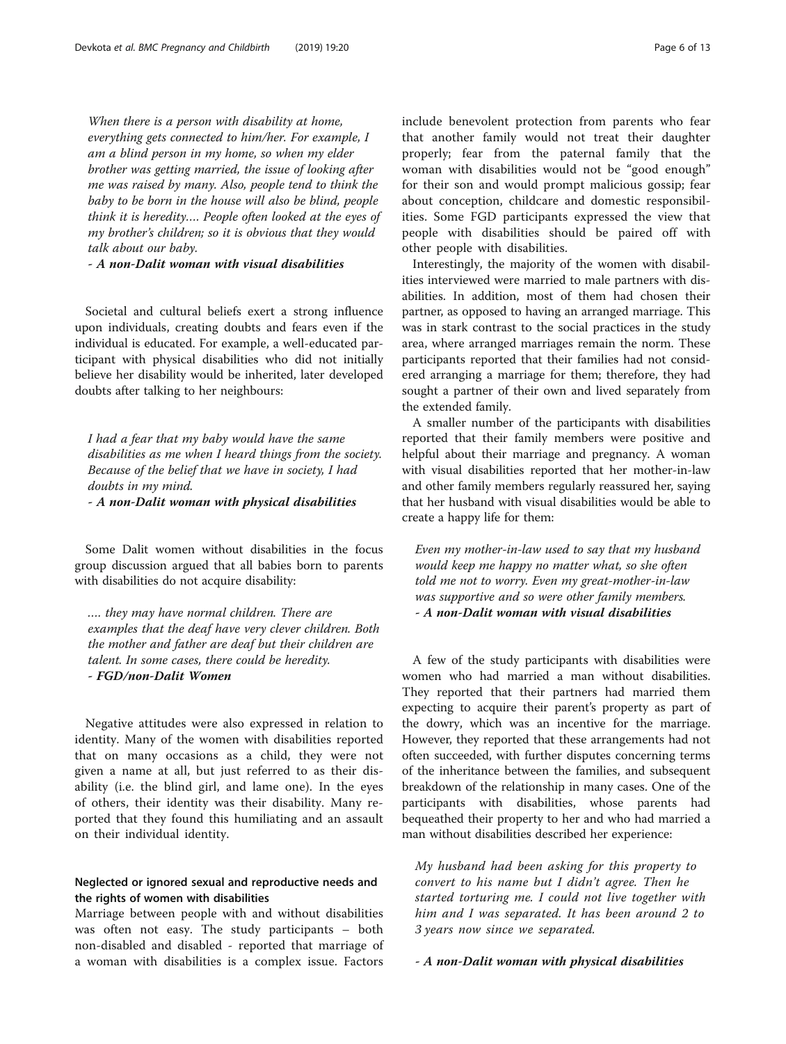*When there is a person with disability at home, everything gets connected to him/her. For example, I am a blind person in my home, so when my elder brother was getting married, the issue of looking after me was raised by many. Also, people tend to think the baby to be born in the house will also be blind, people think it is heredity…. People often looked at the eyes of my brother's children; so it is obvious that they would talk about our baby.*

***- A non-Dalit woman with visual disabilities***

Societal and cultural beliefs exert a strong influence upon individuals, creating doubts and fears even if the individual is educated. For example, a well-educated participant with physical disabilities who did not initially believe her disability would be inherited, later developed doubts after talking to her neighbours:

*I had a fear that my baby would have the same disabilities as me when I heard things from the society. Because of the belief that we have in society, I had doubts in my mind.*

***- A non-Dalit woman with physical disabilities***

Some Dalit women without disabilities in the focus group discussion argued that all babies born to parents with disabilities do not acquire disability:

*…. they may have normal children. There are examples that the deaf have very clever children. Both the mother and father are deaf but their children are talent. In some cases, there could be heredity.*

***- FGD/non-Dalit Women***

Negative attitudes were also expressed in relation to identity. Many of the women with disabilities reported that on many occasions as a child, they were not given a name at all, but just referred to as their disability (i.e. the blind girl, and lame one). In the eyes of others, their identity was their disability. Many reported that they found this humiliating and an assault on their individual identity.

### Neglected or ignored sexual and reproductive needs and the rights of women with disabilities

Marriage between people with and without disabilities was often not easy. The study participants – both non-disabled and disabled - reported that marriage of a woman with disabilities is a complex issue. Factors include benevolent protection from parents who fear that another family would not treat their daughter properly; fear from the paternal family that the woman with disabilities would not be "good enough" for their son and would prompt malicious gossip; fear about conception, childcare and domestic responsibilities. Some FGD participants expressed the view that people with disabilities should be paired off with other people with disabilities.

Interestingly, the majority of the women with disabilities interviewed were married to male partners with disabilities. In addition, most of them had chosen their partner, as opposed to having an arranged marriage. This was in stark contrast to the social practices in the study area, where arranged marriages remain the norm. These participants reported that their families had not considered arranging a marriage for them; therefore, they had sought a partner of their own and lived separately from the extended family.

A smaller number of the participants with disabilities reported that their family members were positive and helpful about their marriage and pregnancy. A woman with visual disabilities reported that her mother-in-law and other family members regularly reassured her, saying that her husband with visual disabilities would be able to create a happy life for them:

*Even my mother-in-law used to say that my husband would keep me happy no matter what, so she often told me not to worry. Even my great-mother-in-law was supportive and so were other family members.*

***- A non-Dalit woman with visual disabilities***

A few of the study participants with disabilities were women who had married a man without disabilities. They reported that their partners had married them expecting to acquire their parent's property as part of the dowry, which was an incentive for the marriage. However, they reported that these arrangements had not often succeeded, with further disputes concerning terms of the inheritance between the families, and subsequent breakdown of the relationship in many cases. One of the participants with disabilities, whose parents had bequeathed their property to her and who had married a man without disabilities described her experience:

*My husband had been asking for this property to convert to his name but I didn't agree. Then he started torturing me. I could not live together with him and I was separated. It has been around 2 to 3 years now since we separated.*

***- A non-Dalit woman with physical disabilities***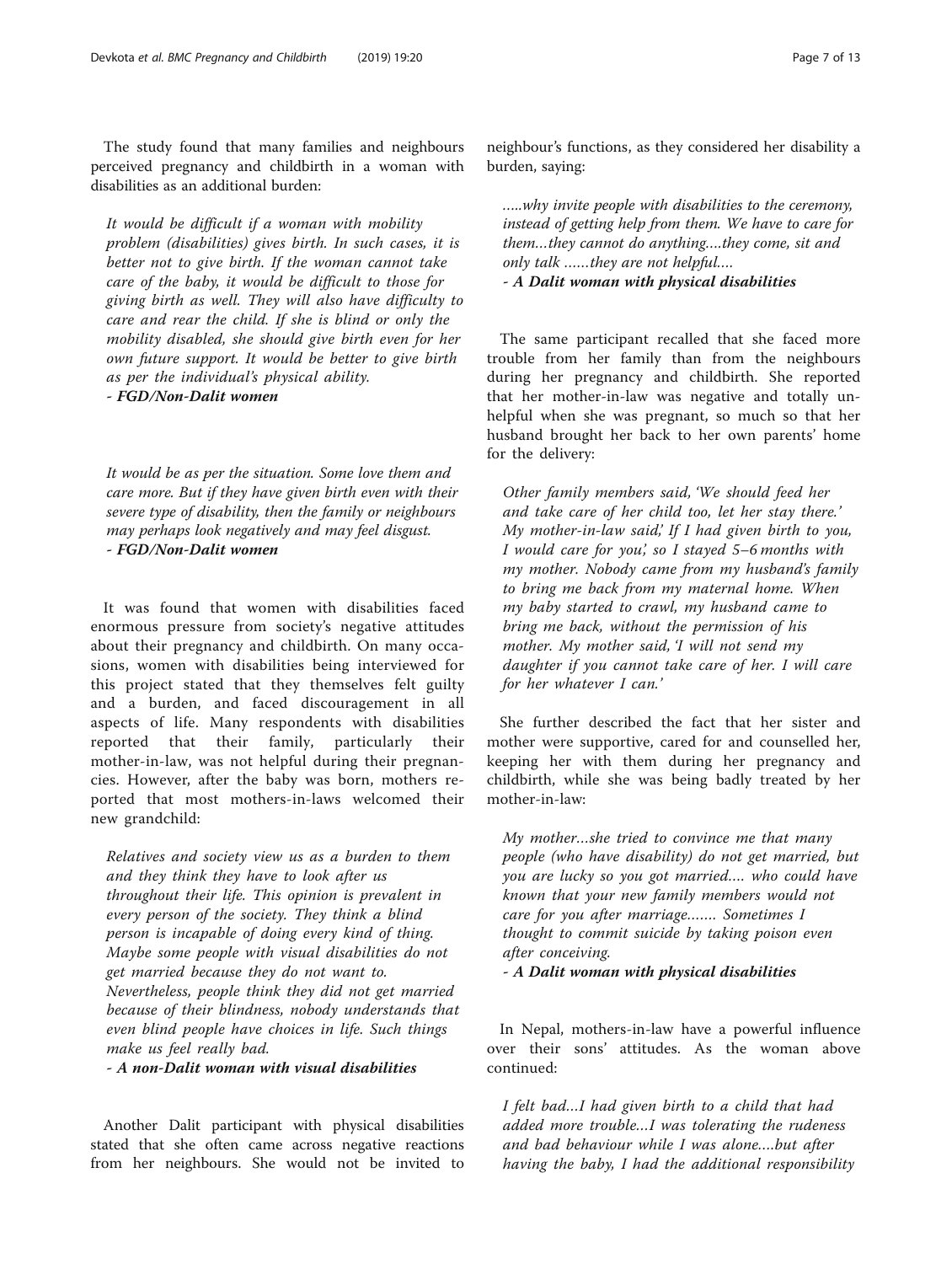The study found that many families and neighbours perceived pregnancy and childbirth in a woman with disabilities as an additional burden:

> *It would be difficult if a woman with mobility problem (disabilities) gives birth. In such cases, it is better not to give birth. If the woman cannot take care of the baby, it would be difficult to those for giving birth as well. They will also have difficulty to care and rear the child. If she is blind or only the mobility disabled, she should give birth even for her own future support. It would be better to give birth as per the individual's physical ability.*
> ***- FGD/Non-Dalit women***

> *It would be as per the situation. Some love them and care more. But if they have given birth even with their severe type of disability, then the family or neighbours may perhaps look negatively and may feel disgust.*
> ***- FGD/Non-Dalit women***

It was found that women with disabilities faced enormous pressure from society's negative attitudes about their pregnancy and childbirth. On many occasions, women with disabilities being interviewed for this project stated that they themselves felt guilty and a burden, and faced discouragement in all aspects of life. Many respondents with disabilities reported that their family, particularly their mother-in-law, was not helpful during their pregnancies. However, after the baby was born, mothers reported that most mothers-in-laws welcomed their new grandchild:

> *Relatives and society view us as a burden to them and they think they have to look after us throughout their life. This opinion is prevalent in every person of the society. They think a blind person is incapable of doing every kind of thing. Maybe some people with visual disabilities do not get married because they do not want to. Nevertheless, people think they did not get married because of their blindness, nobody understands that even blind people have choices in life. Such things make us feel really bad.*
> ***- A non-Dalit woman with visual disabilities***

Another Dalit participant with physical disabilities stated that she often came across negative reactions from her neighbours. She would not be invited to neighbour's functions, as they considered her disability a burden, saying:

> *.....why invite people with disabilities to the ceremony, instead of getting help from them. We have to care for them...they cannot do anything....they come, sit and only talk ......they are not helpful....*
> ***- A Dalit woman with physical disabilities***

The same participant recalled that she faced more trouble from her family than from the neighbours during her pregnancy and childbirth. She reported that her mother-in-law was negative and totally unhelpful when she was pregnant, so much so that her husband brought her back to her own parents' home for the delivery:

> *Other family members said, 'We should feed her and take care of her child too, let her stay there.' My mother-in-law said,' If I had given birth to you, I would care for you', so I stayed 5–6 months with my mother. Nobody came from my husband's family to bring me back from my maternal home. When my baby started to crawl, my husband came to bring me back, without the permission of his mother. My mother said, 'I will not send my daughter if you cannot take care of her. I will care for her whatever I can.'*

She further described the fact that her sister and mother were supportive, cared for and counselled her, keeping her with them during her pregnancy and childbirth, while she was being badly treated by her mother-in-law:

> *My mother...she tried to convince me that many people (who have disability) do not get married, but you are lucky so you got married.... who could have known that your new family members would not care for you after marriage....... Sometimes I thought to commit suicide by taking poison even after conceiving.*
> ***- A Dalit woman with physical disabilities***

In Nepal, mothers-in-law have a powerful influence over their sons' attitudes. As the woman above continued:

> *I felt bad...I had given birth to a child that had added more trouble...I was tolerating the rudeness and bad behaviour while I was alone....but after having the baby, I had the additional responsibility*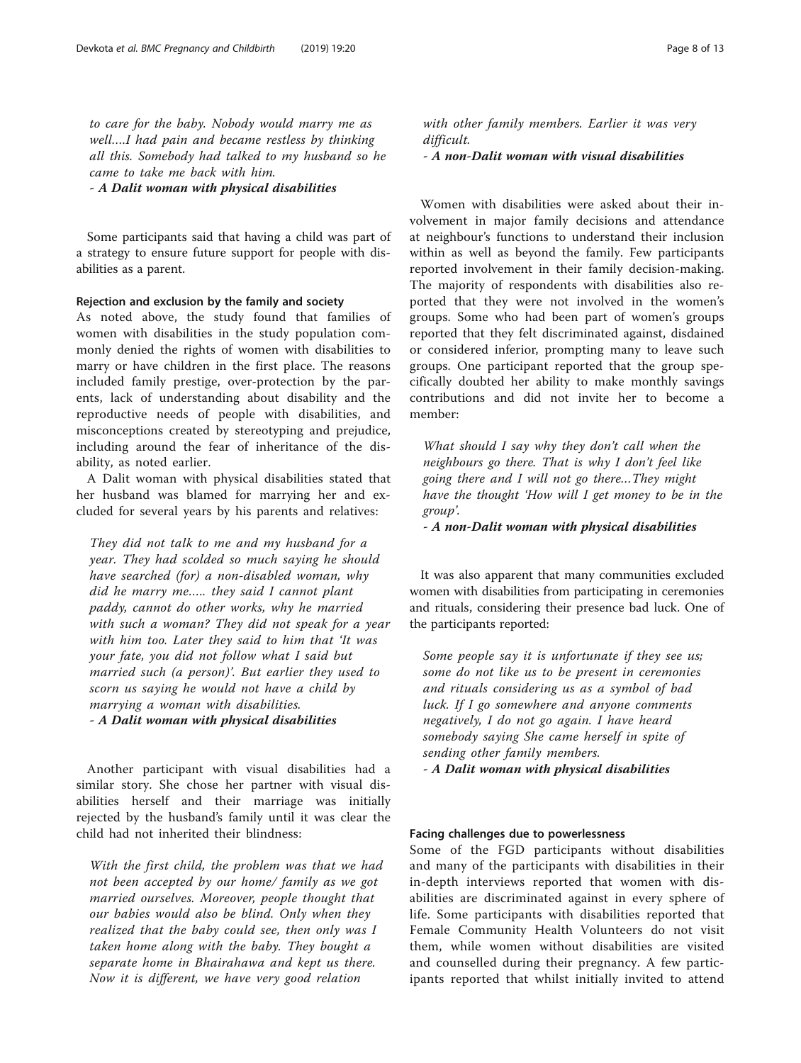*to care for the baby. Nobody would marry me as well….I had pain and became restless by thinking all this. Somebody had talked to my husband so he came to take me back with him.*

***- A Dalit woman with physical disabilities***

Some participants said that having a child was part of a strategy to ensure future support for people with disabilities as a parent.

#### Rejection and exclusion by the family and society

As noted above, the study found that families of women with disabilities in the study population commonly denied the rights of women with disabilities to marry or have children in the first place. The reasons included family prestige, over-protection by the parents, lack of understanding about disability and the reproductive needs of people with disabilities, and misconceptions created by stereotyping and prejudice, including around the fear of inheritance of the disability, as noted earlier.

A Dalit woman with physical disabilities stated that her husband was blamed for marrying her and excluded for several years by his parents and relatives:

*They did not talk to me and my husband for a year. They had scolded so much saying he should have searched (for) a non-disabled woman, why did he marry me….. they said I cannot plant paddy, cannot do other works, why he married with such a woman? They did not speak for a year with him too. Later they said to him that 'It was your fate, you did not follow what I said but married such (a person)'. But earlier they used to scorn us saying he would not have a child by marrying a woman with disabilities.*

***- A Dalit woman with physical disabilities***

Another participant with visual disabilities had a similar story. She chose her partner with visual disabilities herself and their marriage was initially rejected by the husband's family until it was clear the child had not inherited their blindness:

*With the first child, the problem was that we had not been accepted by our home/ family as we got married ourselves. Moreover, people thought that our babies would also be blind. Only when they realized that the baby could see, then only was I taken home along with the baby. They bought a separate home in Bhairahawa and kept us there. Now it is different, we have very good relation with other family members. Earlier it was very difficult.*

***- A non-Dalit woman with visual disabilities***

Women with disabilities were asked about their involvement in major family decisions and attendance at neighbour's functions to understand their inclusion within as well as beyond the family. Few participants reported involvement in their family decision-making. The majority of respondents with disabilities also reported that they were not involved in the women's groups. Some who had been part of women's groups reported that they felt discriminated against, disdained or considered inferior, prompting many to leave such groups. One participant reported that the group specifically doubted her ability to make monthly savings contributions and did not invite her to become a member:

*What should I say why they don't call when the neighbours go there. That is why I don't feel like going there and I will not go there…They might have the thought 'How will I get money to be in the group'.*

***- A non-Dalit woman with physical disabilities***

It was also apparent that many communities excluded women with disabilities from participating in ceremonies and rituals, considering their presence bad luck. One of the participants reported:

*Some people say it is unfortunate if they see us; some do not like us to be present in ceremonies and rituals considering us as a symbol of bad luck. If I go somewhere and anyone comments negatively, I do not go again. I have heard somebody saying She came herself in spite of sending other family members.*

***- A Dalit woman with physical disabilities***

#### Facing challenges due to powerlessness

Some of the FGD participants without disabilities and many of the participants with disabilities in their in-depth interviews reported that women with disabilities are discriminated against in every sphere of life. Some participants with disabilities reported that Female Community Health Volunteers do not visit them, while women without disabilities are visited and counselled during their pregnancy. A few participants reported that whilst initially invited to attend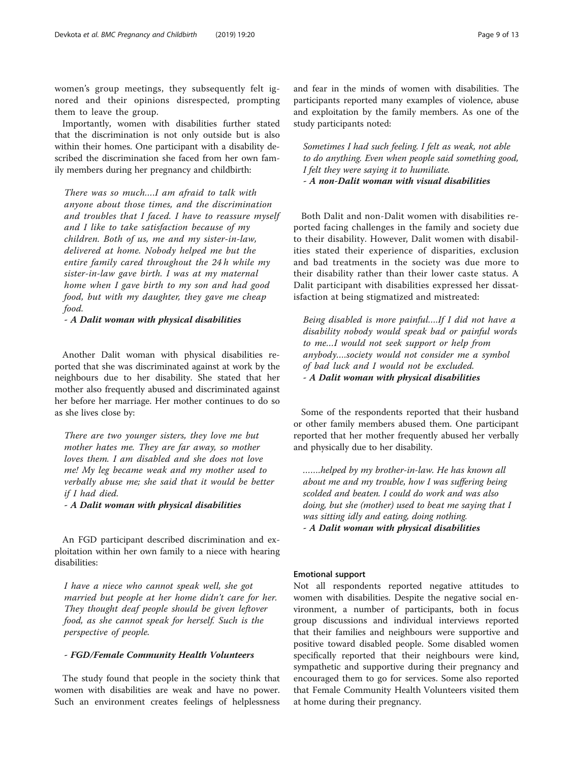women's group meetings, they subsequently felt ignored and their opinions disrespected, prompting them to leave the group.

Importantly, women with disabilities further stated that the discrimination is not only outside but is also within their homes. One participant with a disability described the discrimination she faced from her own family members during her pregnancy and childbirth:

> *There was so much....I am afraid to talk with anyone about those times, and the discrimination and troubles that I faced. I have to reassure myself and I like to take satisfaction because of my children. Both of us, me and my sister-in-law, delivered at home. Nobody helped me but the entire family cared throughout the 24 h while my sister-in-law gave birth. I was at my maternal home when I gave birth to my son and had good food, but with my daughter, they gave me cheap food.*
>
> ***- A Dalit woman with physical disabilities***

Another Dalit woman with physical disabilities reported that she was discriminated against at work by the neighbours due to her disability. She stated that her mother also frequently abused and discriminated against her before her marriage. Her mother continues to do so as she lives close by:

> *There are two younger sisters, they love me but mother hates me. They are far away, so mother loves them. I am disabled and she does not love me! My leg became weak and my mother used to verbally abuse me; she said that it would be better if I had died.*
>
> ***- A Dalit woman with physical disabilities***

An FGD participant described discrimination and exploitation within her own family to a niece with hearing disabilities:

> *I have a niece who cannot speak well, she got married but people at her home didn't care for her. They thought deaf people should be given leftover food, as she cannot speak for herself. Such is the perspective of people.*
>
> ***- FGD/Female Community Health Volunteers***

The study found that people in the society think that women with disabilities are weak and have no power. Such an environment creates feelings of helplessness and fear in the minds of women with disabilities. The participants reported many examples of violence, abuse and exploitation by the family members. As one of the study participants noted:

> *Sometimes I had such feeling. I felt as weak, not able to do anything. Even when people said something good, I felt they were saying it to humiliate.*
>
> ***- A non-Dalit woman with visual disabilities***

Both Dalit and non-Dalit women with disabilities reported facing challenges in the family and society due to their disability. However, Dalit women with disabilities stated their experience of disparities, exclusion and bad treatments in the society was due more to their disability rather than their lower caste status. A Dalit participant with disabilities expressed her dissatisfaction at being stigmatized and mistreated:

> *Being disabled is more painful....If I did not have a disability nobody would speak bad or painful words to me...I would not seek support or help from anybody....society would not consider me a symbol of bad luck and I would not be excluded.*
>
> ***- A Dalit woman with physical disabilities***

Some of the respondents reported that their husband or other family members abused them. One participant reported that her mother frequently abused her verbally and physically due to her disability.

> *.......helped by my brother-in-law. He has known all about me and my trouble, how I was suffering being scolded and beaten. I could do work and was also doing, but she (mother) used to beat me saying that I was sitting idly and eating, doing nothing.*
>
> ***- A Dalit woman with physical disabilities***

#### Emotional support

Not all respondents reported negative attitudes to women with disabilities. Despite the negative social environment, a number of participants, both in focus group discussions and individual interviews reported that their families and neighbours were supportive and positive toward disabled people. Some disabled women specifically reported that their neighbours were kind, sympathetic and supportive during their pregnancy and encouraged them to go for services. Some also reported that Female Community Health Volunteers visited them at home during their pregnancy.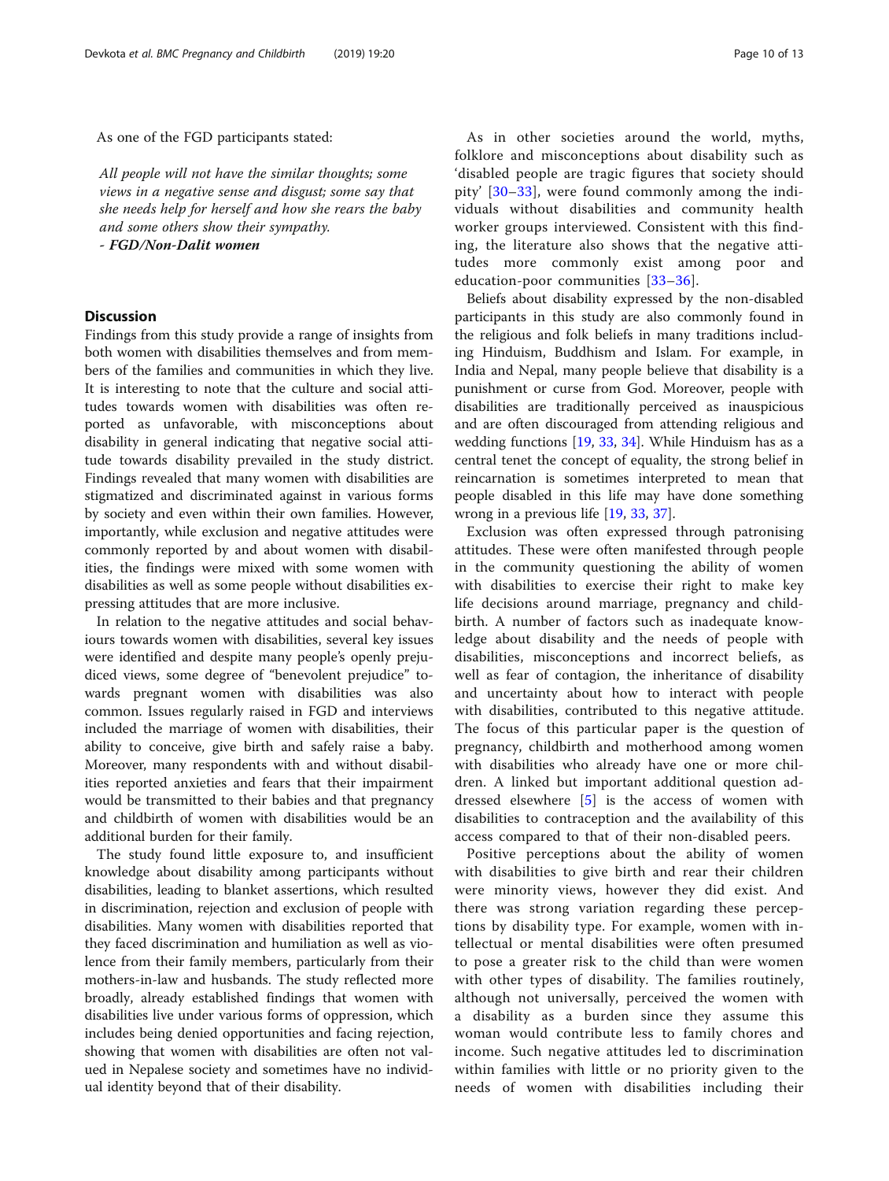As one of the FGD participants stated:

*All people will not have the similar thoughts; some views in a negative sense and disgust; some say that she needs help for herself and how she rears the baby and some others show their sympathy.*
***- FGD/Non-Dalit women***

## Discussion

Findings from this study provide a range of insights from both women with disabilities themselves and from members of the families and communities in which they live. It is interesting to note that the culture and social attitudes towards women with disabilities was often reported as unfavorable, with misconceptions about disability in general indicating that negative social attitude towards disability prevailed in the study district. Findings revealed that many women with disabilities are stigmatized and discriminated against in various forms by society and even within their own families. However, importantly, while exclusion and negative attitudes were commonly reported by and about women with disabilities, the findings were mixed with some women with disabilities as well as some people without disabilities expressing attitudes that are more inclusive.

In relation to the negative attitudes and social behaviours towards women with disabilities, several key issues were identified and despite many people's openly prejudiced views, some degree of "benevolent prejudice" towards pregnant women with disabilities was also common. Issues regularly raised in FGD and interviews included the marriage of women with disabilities, their ability to conceive, give birth and safely raise a baby. Moreover, many respondents with and without disabilities reported anxieties and fears that their impairment would be transmitted to their babies and that pregnancy and childbirth of women with disabilities would be an additional burden for their family.

The study found little exposure to, and insufficient knowledge about disability among participants without disabilities, leading to blanket assertions, which resulted in discrimination, rejection and exclusion of people with disabilities. Many women with disabilities reported that they faced discrimination and humiliation as well as violence from their family members, particularly from their mothers-in-law and husbands. The study reflected more broadly, already established findings that women with disabilities live under various forms of oppression, which includes being denied opportunities and facing rejection, showing that women with disabilities are often not valued in Nepalese society and sometimes have no individual identity beyond that of their disability.

As in other societies around the world, myths, folklore and misconceptions about disability such as 'disabled people are tragic figures that society should pity' [30–33], were found commonly among the individuals without disabilities and community health worker groups interviewed. Consistent with this finding, the literature also shows that the negative attitudes more commonly exist among poor and education-poor communities [33–36].

Beliefs about disability expressed by the non-disabled participants in this study are also commonly found in the religious and folk beliefs in many traditions including Hinduism, Buddhism and Islam. For example, in India and Nepal, many people believe that disability is a punishment or curse from God. Moreover, people with disabilities are traditionally perceived as inauspicious and are often discouraged from attending religious and wedding functions [19, 33, 34]. While Hinduism has as a central tenet the concept of equality, the strong belief in reincarnation is sometimes interpreted to mean that people disabled in this life may have done something wrong in a previous life [19, 33, 37].

Exclusion was often expressed through patronising attitudes. These were often manifested through people in the community questioning the ability of women with disabilities to exercise their right to make key life decisions around marriage, pregnancy and childbirth. A number of factors such as inadequate knowledge about disability and the needs of people with disabilities, misconceptions and incorrect beliefs, as well as fear of contagion, the inheritance of disability and uncertainty about how to interact with people with disabilities, contributed to this negative attitude. The focus of this particular paper is the question of pregnancy, childbirth and motherhood among women with disabilities who already have one or more children. A linked but important additional question addressed elsewhere [5] is the access of women with disabilities to contraception and the availability of this access compared to that of their non-disabled peers.

Positive perceptions about the ability of women with disabilities to give birth and rear their children were minority views, however they did exist. And there was strong variation regarding these perceptions by disability type. For example, women with intellectual or mental disabilities were often presumed to pose a greater risk to the child than were women with other types of disability. The families routinely, although not universally, perceived the women with a disability as a burden since they assume this woman would contribute less to family chores and income. Such negative attitudes led to discrimination within families with little or no priority given to the needs of women with disabilities including their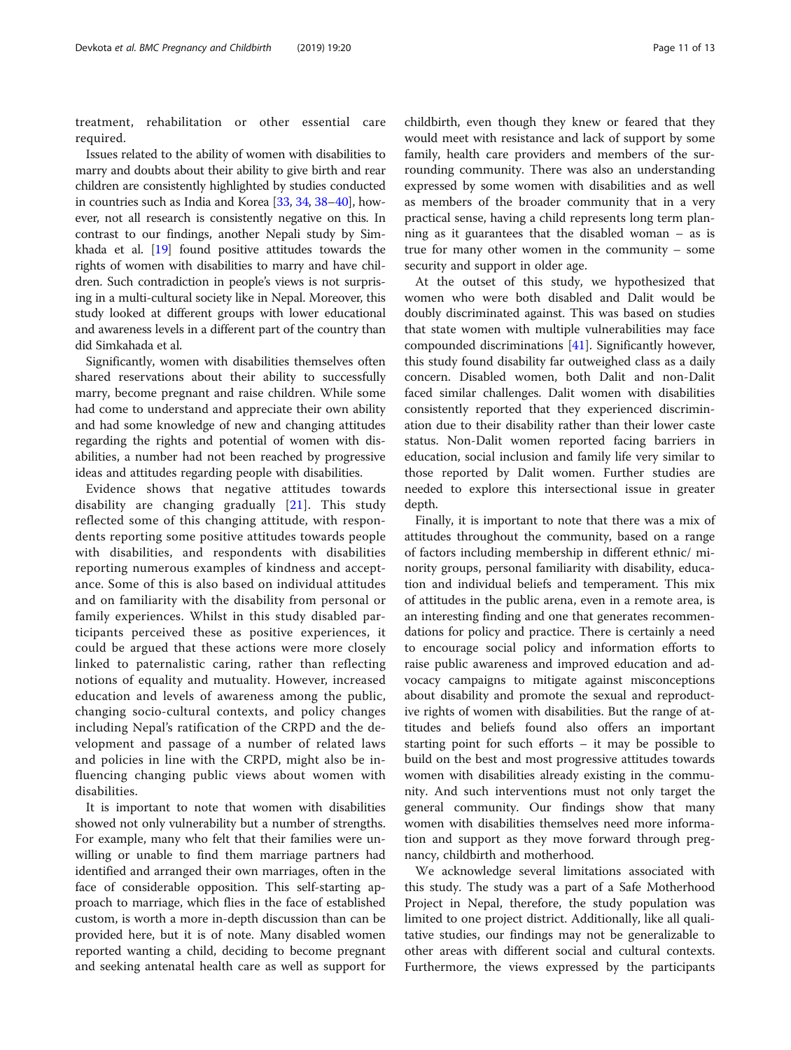treatment, rehabilitation or other essential care required.

Issues related to the ability of women with disabilities to marry and doubts about their ability to give birth and rear children are consistently highlighted by studies conducted in countries such as India and Korea [33, 34, 38–40], however, not all research is consistently negative on this. In contrast to our findings, another Nepali study by Simkhada et al. [19] found positive attitudes towards the rights of women with disabilities to marry and have children. Such contradiction in people's views is not surprising in a multi-cultural society like in Nepal. Moreover, this study looked at different groups with lower educational and awareness levels in a different part of the country than did Simkahada et al.

Significantly, women with disabilities themselves often shared reservations about their ability to successfully marry, become pregnant and raise children. While some had come to understand and appreciate their own ability and had some knowledge of new and changing attitudes regarding the rights and potential of women with disabilities, a number had not been reached by progressive ideas and attitudes regarding people with disabilities.

Evidence shows that negative attitudes towards disability are changing gradually [21]. This study reflected some of this changing attitude, with respondents reporting some positive attitudes towards people with disabilities, and respondents with disabilities reporting numerous examples of kindness and acceptance. Some of this is also based on individual attitudes and on familiarity with the disability from personal or family experiences. Whilst in this study disabled participants perceived these as positive experiences, it could be argued that these actions were more closely linked to paternalistic caring, rather than reflecting notions of equality and mutuality. However, increased education and levels of awareness among the public, changing socio-cultural contexts, and policy changes including Nepal's ratification of the CRPD and the development and passage of a number of related laws and policies in line with the CRPD, might also be influencing changing public views about women with disabilities.

It is important to note that women with disabilities showed not only vulnerability but a number of strengths. For example, many who felt that their families were unwilling or unable to find them marriage partners had identified and arranged their own marriages, often in the face of considerable opposition. This self-starting approach to marriage, which flies in the face of established custom, is worth a more in-depth discussion than can be provided here, but it is of note. Many disabled women reported wanting a child, deciding to become pregnant and seeking antenatal health care as well as support for childbirth, even though they knew or feared that they would meet with resistance and lack of support by some family, health care providers and members of the surrounding community. There was also an understanding expressed by some women with disabilities and as well as members of the broader community that in a very practical sense, having a child represents long term planning as it guarantees that the disabled woman – as is true for many other women in the community – some security and support in older age.

At the outset of this study, we hypothesized that women who were both disabled and Dalit would be doubly discriminated against. This was based on studies that state women with multiple vulnerabilities may face compounded discriminations [41]. Significantly however, this study found disability far outweighed class as a daily concern. Disabled women, both Dalit and non-Dalit faced similar challenges. Dalit women with disabilities consistently reported that they experienced discrimination due to their disability rather than their lower caste status. Non-Dalit women reported facing barriers in education, social inclusion and family life very similar to those reported by Dalit women. Further studies are needed to explore this intersectional issue in greater depth.

Finally, it is important to note that there was a mix of attitudes throughout the community, based on a range of factors including membership in different ethnic/ minority groups, personal familiarity with disability, education and individual beliefs and temperament. This mix of attitudes in the public arena, even in a remote area, is an interesting finding and one that generates recommendations for policy and practice. There is certainly a need to encourage social policy and information efforts to raise public awareness and improved education and advocacy campaigns to mitigate against misconceptions about disability and promote the sexual and reproductive rights of women with disabilities. But the range of attitudes and beliefs found also offers an important starting point for such efforts – it may be possible to build on the best and most progressive attitudes towards women with disabilities already existing in the community. And such interventions must not only target the general community. Our findings show that many women with disabilities themselves need more information and support as they move forward through pregnancy, childbirth and motherhood.

We acknowledge several limitations associated with this study. The study was a part of a Safe Motherhood Project in Nepal, therefore, the study population was limited to one project district. Additionally, like all qualitative studies, our findings may not be generalizable to other areas with different social and cultural contexts. Furthermore, the views expressed by the participants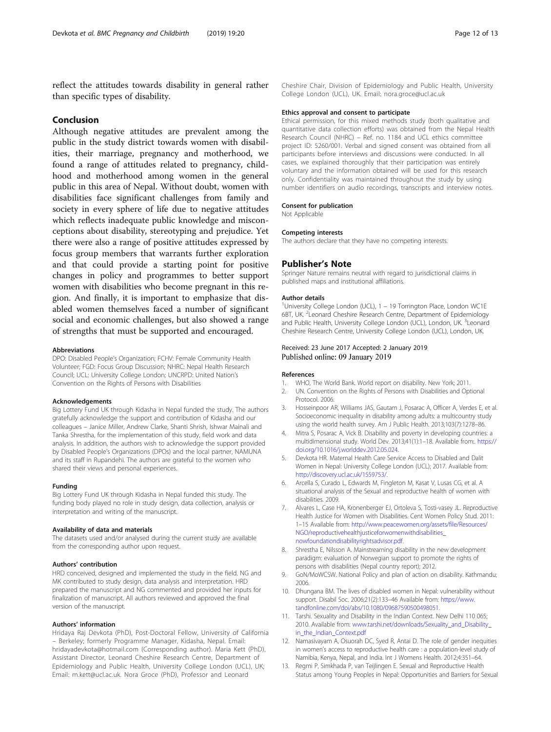reflect the attitudes towards disability in general rather than specific types of disability.

## Conclusion

Although negative attitudes are prevalent among the public in the study district towards women with disabilities, their marriage, pregnancy and motherhood, we found a range of attitudes related to pregnancy, childhood and motherhood among women in the general public in this area of Nepal. Without doubt, women with disabilities face significant challenges from family and society in every sphere of life due to negative attitudes which reflects inadequate public knowledge and misconceptions about disability, stereotyping and prejudice. Yet there were also a range of positive attitudes expressed by focus group members that warrants further exploration and that could provide a starting point for positive changes in policy and programmes to better support women with disabilities who become pregnant in this region. And finally, it is important to emphasize that disabled women themselves faced a number of significant social and economic challenges, but also showed a range of strengths that must be supported and encouraged.

### Abbreviations

DPO: Disabled People's Organization; FCHV: Female Community Health Volunteer; FGD: Focus Group Discussion; NHRC: Nepal Health Research Council; UCL: University College London; UNCRPD: United Nation's Convention on the Rights of Persons with Disabilities

### Acknowledgements

Big Lottery Fund UK through Kidasha in Nepal funded the study. The authors gratefully acknowledge the support and contribution of Kidasha and our colleagues – Janice Miller, Andrew Clarke, Shanti Shrish, Ishwar Mainali and Tanka Shrestha, for the implementation of this study, field work and data analysis. In addition, the authors wish to acknowledge the support provided by Disabled People's Organizations (DPOs) and the local partner, NAMUNA and its staff in Rupandehi. The authors are grateful to the women who shared their views and personal experiences.

### Funding

Big Lottery Fund UK through Kidasha in Nepal funded this study. The funding body played no role in study design, data collection, analysis or interpretation and writing of the manuscript.

### Availability of data and materials

The datasets used and/or analysed during the current study are available from the corresponding author upon request.

### Authors' contribution

HRD conceived, designed and implemented the study in the field. NG and MK contributed to study design, data analysis and interpretation. HRD prepared the manuscript and NG commented and provided her inputs for finalization of manuscript. All authors reviewed and approved the final version of the manuscript.

### Authors' information

Hridaya Raj Devkota (PhD), Post-Doctoral Fellow, University of California – Berkeley; formerly Programme Manager, Kidasha, Nepal. Email: hridayadevkota@hotmail.com (Corresponding author). Maria Kett (PhD), Assistant Director, Leonard Cheshire Research Centre, Department of Epidemiology and Public Health, University College London (UCL), UK; Email: m.kett@ucl.ac.uk. Nora Groce (PhD), Professor and Leonard Cheshire Chair, Division of Epidemiology and Public Health, University College London (UCL), UK. Email: nora.groce@ucl.ac.uk

### Ethics approval and consent to participate

Ethical permission, for this mixed methods study (both qualitative and quantitative data collection efforts) was obtained from the Nepal Health Research Council (NHRC) – Ref. no. 1184 and UCL ethics committee project ID: 5260/001. Verbal and signed consent was obtained from all participants before interviews and discussions were conducted. In all cases, we explained thoroughly that their participation was entirely voluntary and the information obtained will be used for this research only. Confidentiality was maintained throughout the study by using number identifiers on audio recordings, transcripts and interview notes.

### Consent for publication

Not Applicable

### Competing interests

The authors declare that they have no competing interests.

## Publisher's Note

Springer Nature remains neutral with regard to jurisdictional claims in published maps and institutional affiliations.

### Author details

[1]University College London (UCL), 1 – 19 Torrington Place, London WC1E 6BT, UK. [2]Leonard Cheshire Research Centre, Department of Epidemiology and Public Health, University College London (UCL), London, UK. [3]Leonard Cheshire Research Centre, University College London (UCL), London, UK.

Received: 23 June 2017 Accepted: 2 January 2019
Published online: 09 January 2019

### References

1. WHO, The World Bank. World report on disability. New York; 2011.
2. UN. Convention on the Rights of Persons with Disabilities and Optional Protocol. 2006.
3. Hosseinpoor AR, Williams JAS, Gautam J, Posarac A, Officer A, Verdes E, et al. Socioeconomic inequality in disability among adults: a multicountry study using the world health survey. Am J Public Health. 2013;103(7):1278–86.
4. Mitra S, Posarac A, Vick B. Disability and poverty in developing countries: a multidimensional study. World Dev. 2013;41(1):1–18. Available from:. https://doi.org/10.1016/j.worlddev.2012.05.024.
5. Devkota HR. Maternal Health Care Service Access to Disabled and Dalit Women in Nepal: University College London (UCL); 2017. Available from: http://discovery.ucl.ac.uk/1559753/.
6. Arcella S, Curado L, Edwards M, Fingleton M, Kasat V, Lusas CG, et al. A situational analysis of the Sexual and reproductive health of women with disabilities. 2009.
7. Alvares L, Case HA, Kronenberger EJ, Ortoleva S, Tosti-vasey JL. Reproductive Health Justice for Women with Disabilities. Cent Women Policy Stud. 2011: 1–15 Available from: http://www.peacewomen.org/assets/file/Resources/NGO/reproductivehealthjusticeforwomenwithdisabilities_nowfoundationdisabilityrightsadvisor.pdf.
8. Shrestha E, Nilsson A. Mainstreaming disability in the new development paradigm: evaluation of Norwegian support to promote the rights of persons with disabilities (Nepal country report); 2012.
9. GoN/MoWCSW. National Policy and plan of action on disability. Kathmandu; 2006.
10. Dhungana BM. The lives of disabled women in Nepal: vulnerability without support. Disabil Soc. 2006;21(2):133–46 Available from: https://www.tandfonline.com/doi/abs/10.1080/09687590500498051.
11. Tarshi. Sexuality and Disability in the Indian Context. New Delhi 110 065; 2010. Available from: www.tarshi.net/downloads/Sexuality_and_Disability_in_the_Indian_Context.pdf
12. Namasivayam A, Osuorah DC, Syed R, Antai D. The role of gender inequities in women's access to reproductive health care : a population-level study of Namibia, Kenya, Nepal, and India. Int J Womens Health. 2012;4:351–64.
13. Regmi P, Simkhada P, van Teijlingen E. Sexual and Reproductive Health Status among Young Peoples in Nepal: Opportunities and Barriers for Sexual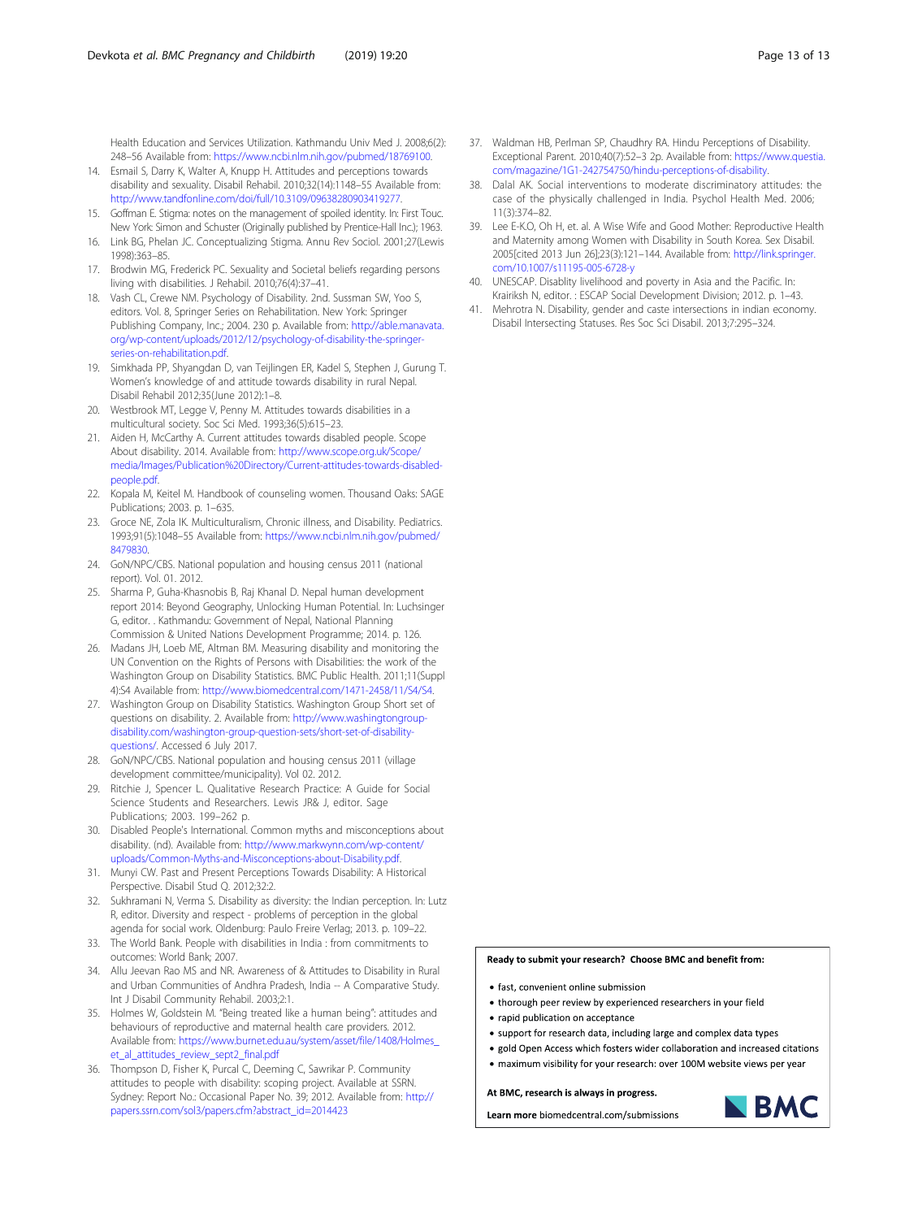Health Education and Services Utilization. Kathmandu Univ Med J. 2008;6(2): 248–56 Available from: https://www.ncbi.nlm.nih.gov/pubmed/18769100.

14. Esmail S, Darry K, Walter A, Knupp H. Attitudes and perceptions towards disability and sexuality. Disabil Rehabil. 2010;32(14):1148–55 Available from: http://www.tandfonline.com/doi/full/10.3109/09638280903419277.
15. Goffman E. Stigma: notes on the management of spoiled identity. In: First Touc. New York: Simon and Schuster (Originally published by Prentice-Hall Inc.); 1963.
16. Link BG, Phelan JC. Conceptualizing Stigma. Annu Rev Sociol. 2001;27(Lewis 1998):363–85.
17. Brodwin MG, Frederick PC. Sexuality and Societal beliefs regarding persons living with disabilities. J Rehabil. 2010;76(4):37–41.
18. Vash CL, Crewe NM. Psychology of Disability. 2nd. Sussman SW, Yoo S, editors. Vol. 8, Springer Series on Rehabilitation. New York: Springer Publishing Company, Inc.; 2004. 230 p. Available from: http://able.manavata.org/wp-content/uploads/2012/12/psychology-of-disability-the-springer-series-on-rehabilitation.pdf.
19. Simkhada PP, Shyangdan D, van Teijlingen ER, Kadel S, Stephen J, Gurung T. Women's knowledge of and attitude towards disability in rural Nepal. Disabil Rehabil 2012;35(June 2012):1–8.
20. Westbrook MT, Legge V, Penny M. Attitudes towards disabilities in a multicultural society. Soc Sci Med. 1993;36(5):615–23.
21. Aiden H, McCarthy A. Current attitudes towards disabled people. Scope About disability. 2014. Available from: http://www.scope.org.uk/Scope/media/Images/Publication%20Directory/Current-attitudes-towards-disabled-people.pdf.
22. Kopala M, Keitel M. Handbook of counseling women. Thousand Oaks: SAGE Publications; 2003. p. 1–635.
23. Groce NE, Zola IK. Multiculturalism, Chronic illness, and Disability. Pediatrics. 1993;91(5):1048–55 Available from: https://www.ncbi.nlm.nih.gov/pubmed/8479830.
24. GoN/NPC/CBS. National population and housing census 2011 (national report). Vol. 01. 2012.
25. Sharma P, Guha-Khasnobis B, Raj Khanal D. Nepal human development report 2014: Beyond Geography, Unlocking Human Potential. In: Luchsinger G, editor. . Kathmandu: Government of Nepal, National Planning Commission & United Nations Development Programme; 2014. p. 126.
26. Madans JH, Loeb ME, Altman BM. Measuring disability and monitoring the UN Convention on the Rights of Persons with Disabilities: the work of the Washington Group on Disability Statistics. BMC Public Health. 2011;11(Suppl 4):S4 Available from: http://www.biomedcentral.com/1471-2458/11/S4/S4.
27. Washington Group on Disability Statistics. Washington Group Short set of questions on disability. 2. Available from: http://www.washingtongroup-disability.com/washington-group-question-sets/short-set-of-disability-questions/. Accessed 6 July 2017.
28. GoN/NPC/CBS. National population and housing census 2011 (village development committee/municipality). Vol 02. 2012.
29. Ritchie J, Spencer L. Qualitative Research Practice: A Guide for Social Science Students and Researchers. Lewis JR& J, editor. Sage Publications; 2003. 199–262 p.
30. Disabled People's International. Common myths and misconceptions about disability. (nd). Available from: http://www.markwynn.com/wp-content/uploads/Common-Myths-and-Misconceptions-about-Disability.pdf.
31. Munyi CW. Past and Present Perceptions Towards Disability: A Historical Perspective. Disabil Stud Q. 2012;32:2.
32. Sukhramani N, Verma S. Disability as diversity: the Indian perception. In: Lutz R, editor. Diversity and respect - problems of perception in the global agenda for social work. Oldenburg: Paulo Freire Verlag; 2013. p. 109–22.
33. The World Bank. People with disabilities in India : from commitments to outcomes: World Bank; 2007.
34. Allu Jeevan Rao MS and NR. Awareness of & Attitudes to Disability in Rural and Urban Communities of Andhra Pradesh, India -- A Comparative Study. Int J Disabil Community Rehabil. 2003;2:1.
35. Holmes W, Goldstein M. "Being treated like a human being": attitudes and behaviours of reproductive and maternal health care providers. 2012. Available from: https://www.burnet.edu.au/system/asset/file/1408/Holmes_et_al_attitudes_review_sept2_final.pdf
36. Thompson D, Fisher K, Purcal C, Deeming C, Sawrikar P. Community attitudes to people with disability: scoping project. Available at SSRN. Sydney: Report No.: Occasional Paper No. 39; 2012. Available from: http://papers.ssrn.com/sol3/papers.cfm?abstract_id=2014423
37. Waldman HB, Perlman SP, Chaudhry RA. Hindu Perceptions of Disability. Exceptional Parent. 2010;40(7):52–3 2p. Available from: https://www.questia.com/magazine/1G1-242754750/hindu-perceptions-of-disability.
38. Dalal AK. Social interventions to moderate discriminatory attitudes: the case of the physically challenged in India. Psychol Health Med. 2006; 11(3):374–82.
39. Lee E-KO, Oh H, et. al. A Wise Wife and Good Mother: Reproductive Health and Maternity among Women with Disability in South Korea. Sex Disabil. 2005[cited 2013 Jun 26];23(3):121–144. Available from: http://link.springer.com/10.1007/s11195-005-6728-y
40. UNESCAP. Disablity livelihood and poverty in Asia and the Pacific. In: Krairiksh N, editor. : ESCAP Social Development Division; 2012. p. 1–43.
41. Mehrotra N. Disability, gender and caste intersections in indian economy. Disabil Intersecting Statuses. Res Soc Sci Disabil. 2013;7:295–324.